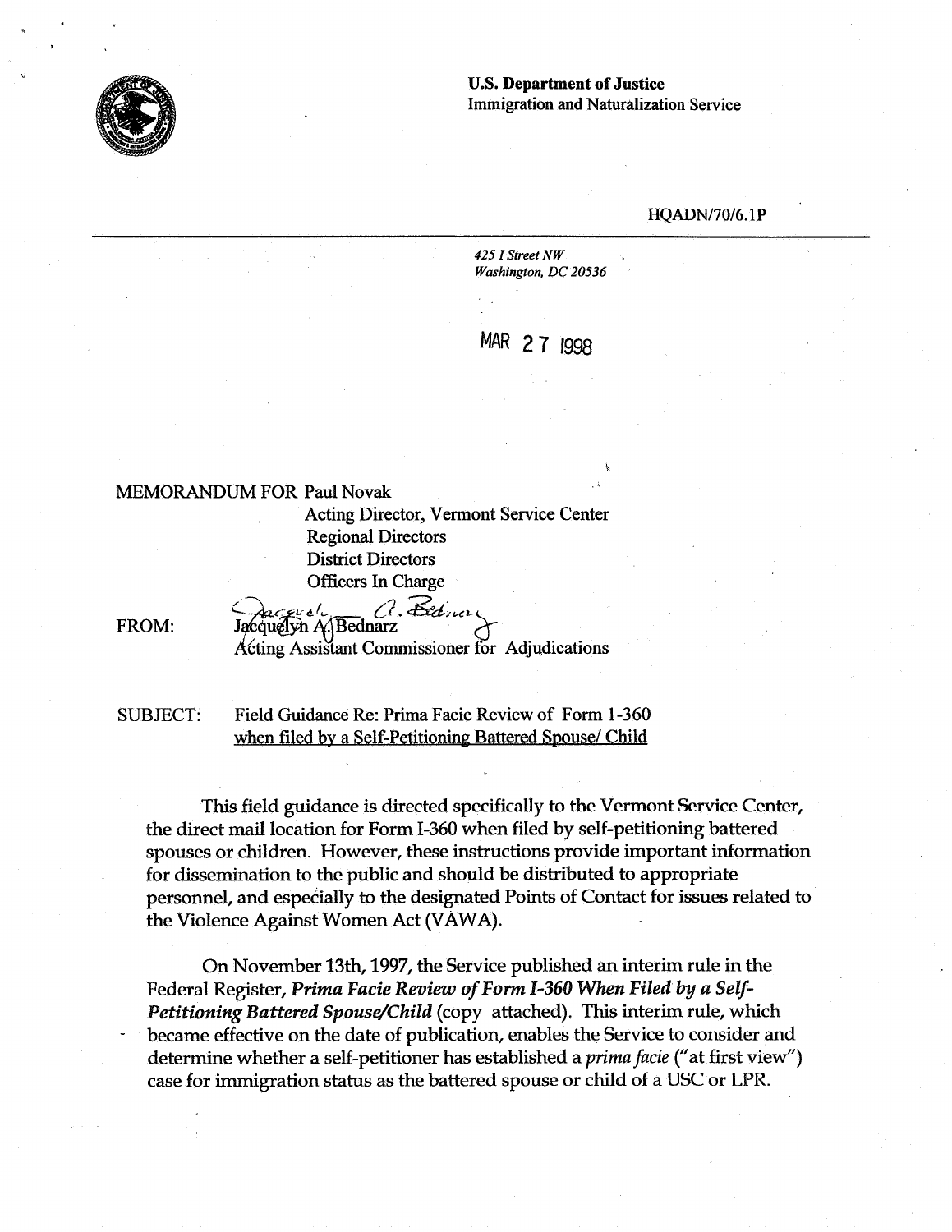**U.S. Department of Justice**
Immigration and Naturalization Service

HQADN/70/6.1P

*425 I Street NW*
*Washington, DC 20536*

MAR 27 1998

MEMORANDUM FOR Paul Novak
Acting Director, Vermont Service Center
Regional Directors
District Directors
Officers In Charge

FROM: Jacquelyn A. Bednarz
Acting Assistant Commissioner for Adjudications

SUBJECT: Field Guidance Re: Prima Facie Review of Form 1-360 when filed by a Self-Petitioning Battered Spouse/ Child

This field guidance is directed specifically to the Vermont Service Center, the direct mail location for Form I-360 when filed by self-petitioning battered spouses or children. However, these instructions provide important information for dissemination to the public and should be distributed to appropriate personnel, and especially to the designated Points of Contact for issues related to the Violence Against Women Act (VAWA).

On November 13th, 1997, the Service published an interim rule in the Federal Register, ***Prima Facie Review of Form I-360 When Filed by a Self-Petitioning Battered Spouse/Child*** (copy attached). This interim rule, which became effective on the date of publication, enables the Service to consider and determine whether a self-petitioner has established a *prima facie* ("at first view") case for immigration status as the battered spouse or child of a USC or LPR.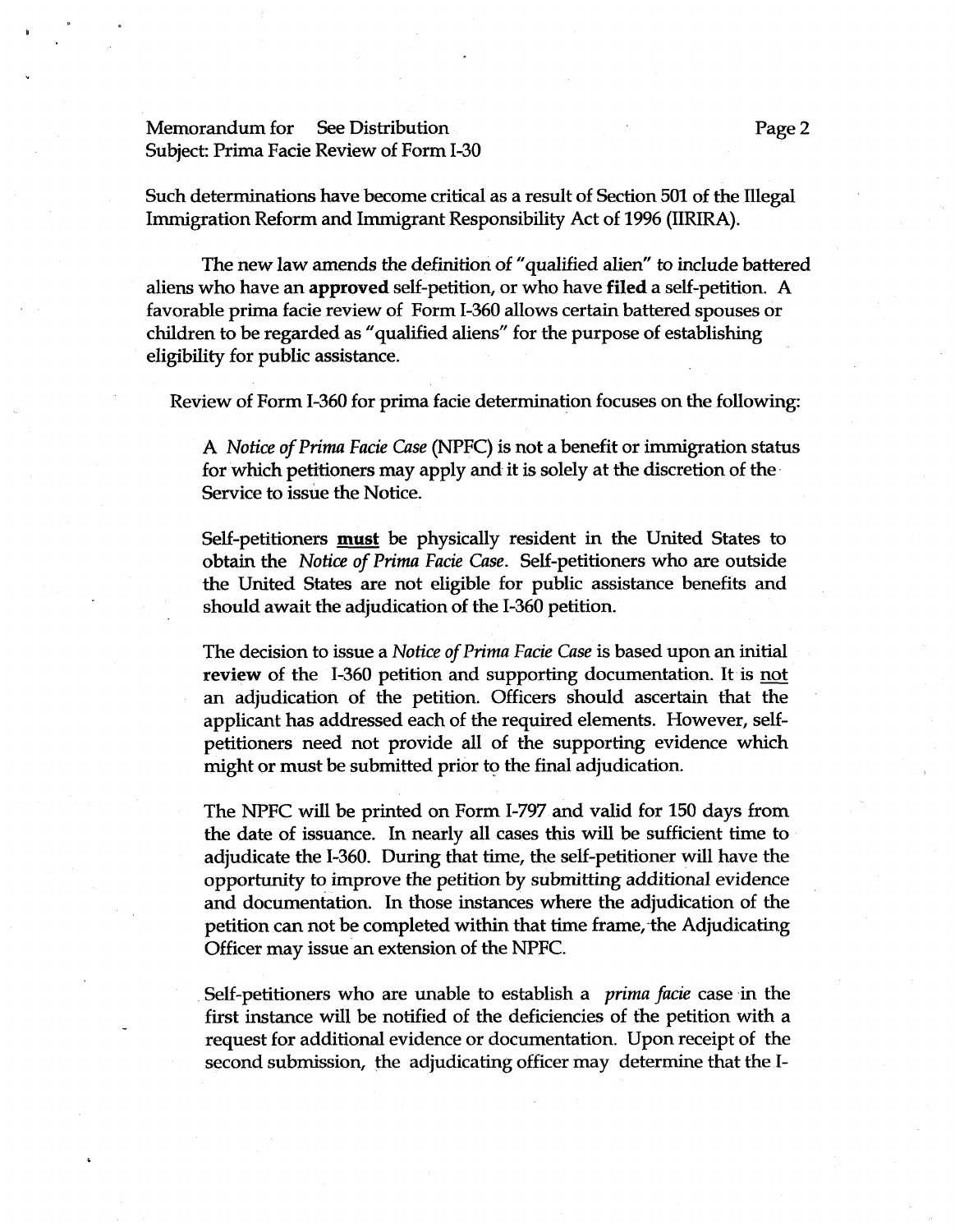Such determinations have become critical as a result of Section 501 of the Illegal Immigration Reform and Immigrant Responsibility Act of 1996 (IIRIRA).

The new law amends the definition of "qualified alien" to include battered aliens who have an **approved** self-petition, or who have **filed** a self-petition. A favorable prima facie review of Form I-360 allows certain battered spouses or children to be regarded as "qualified aliens" for the purpose of establishing eligibility for public assistance.

Review of Form I-360 for prima facie determination focuses on the following:

A *Notice of Prima Facie Case* (NPFC) is not a benefit or immigration status for which petitioners may apply and it is solely at the discretion of the Service to issue the Notice.

Self-petitioners **must** be physically resident in the United States to obtain the *Notice of Prima Facie Case*. Self-petitioners who are outside the United States are not eligible for public assistance benefits and should await the adjudication of the I-360 petition.

The decision to issue a *Notice of Prima Facie Case* is based upon an initial **review** of the I-360 petition and supporting documentation. It is not an adjudication of the petition. Officers should ascertain that the applicant has addressed each of the required elements. However, self-petitioners need not provide all of the supporting evidence which might or must be submitted prior to the final adjudication.

The NPFC will be printed on Form I-797 and valid for 150 days from the date of issuance. In nearly all cases this will be sufficient time to adjudicate the I-360. During that time, the self-petitioner will have the opportunity to improve the petition by submitting additional evidence and documentation. In those instances where the adjudication of the petition can not be completed within that time frame, the Adjudicating Officer may issue an extension of the NPFC.

Self-petitioners who are unable to establish a *prima facie* case in the first instance will be notified of the deficiencies of the petition with a request for additional evidence or documentation. Upon receipt of the second submission, the adjudicating officer may determine that the I-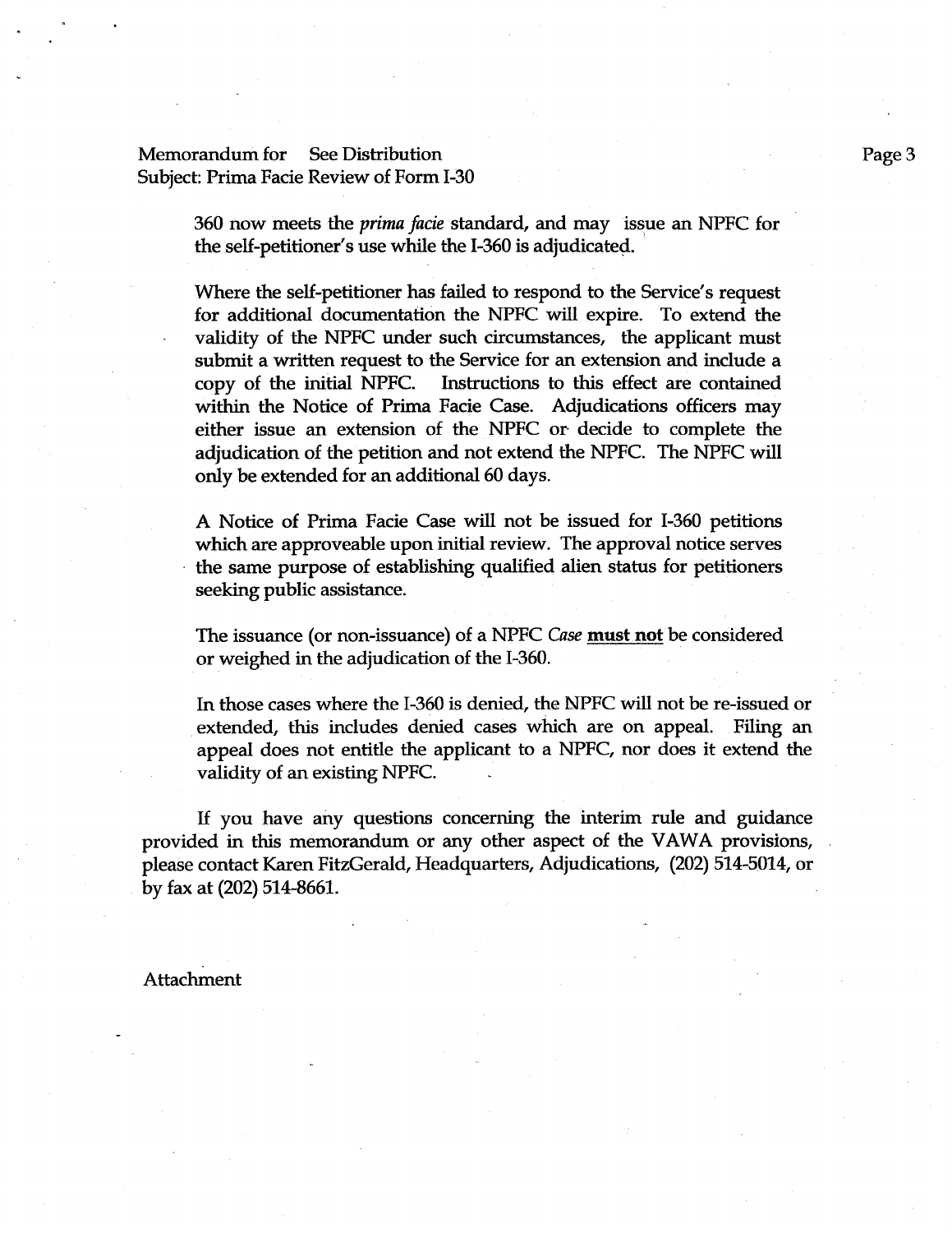360 now meets the *prima facie* standard, and may issue an NPFC for the self-petitioner's use while the I-360 is adjudicated.

Where the self-petitioner has failed to respond to the Service's request for additional documentation the NPFC will expire. To extend the validity of the NPFC under such circumstances, the applicant must submit a written request to the Service for an extension and include a copy of the initial NPFC. Instructions to this effect are contained within the Notice of Prima Facie Case. Adjudications officers may either issue an extension of the NPFC or decide to complete the adjudication of the petition and not extend the NPFC. The NPFC will only be extended for an additional 60 days.

A Notice of Prima Facie Case will not be issued for I-360 petitions which are approveable upon initial review. The approval notice serves the same purpose of establishing qualified alien status for petitioners seeking public assistance.

The issuance (or non-issuance) of a NPFC *Case* **must not** be considered or weighed in the adjudication of the I-360.

In those cases where the I-360 is denied, the NPFC will not be re-issued or extended, this includes denied cases which are on appeal. Filing an appeal does not entitle the applicant to a NPFC, nor does it extend the validity of an existing NPFC.

If you have any questions concerning the interim rule and guidance provided in this memorandum or any other aspect of the VAWA provisions, please contact Karen FitzGerald, Headquarters, Adjudications, (202) 514-5014, or by fax at (202) 514-8661.

Attachment